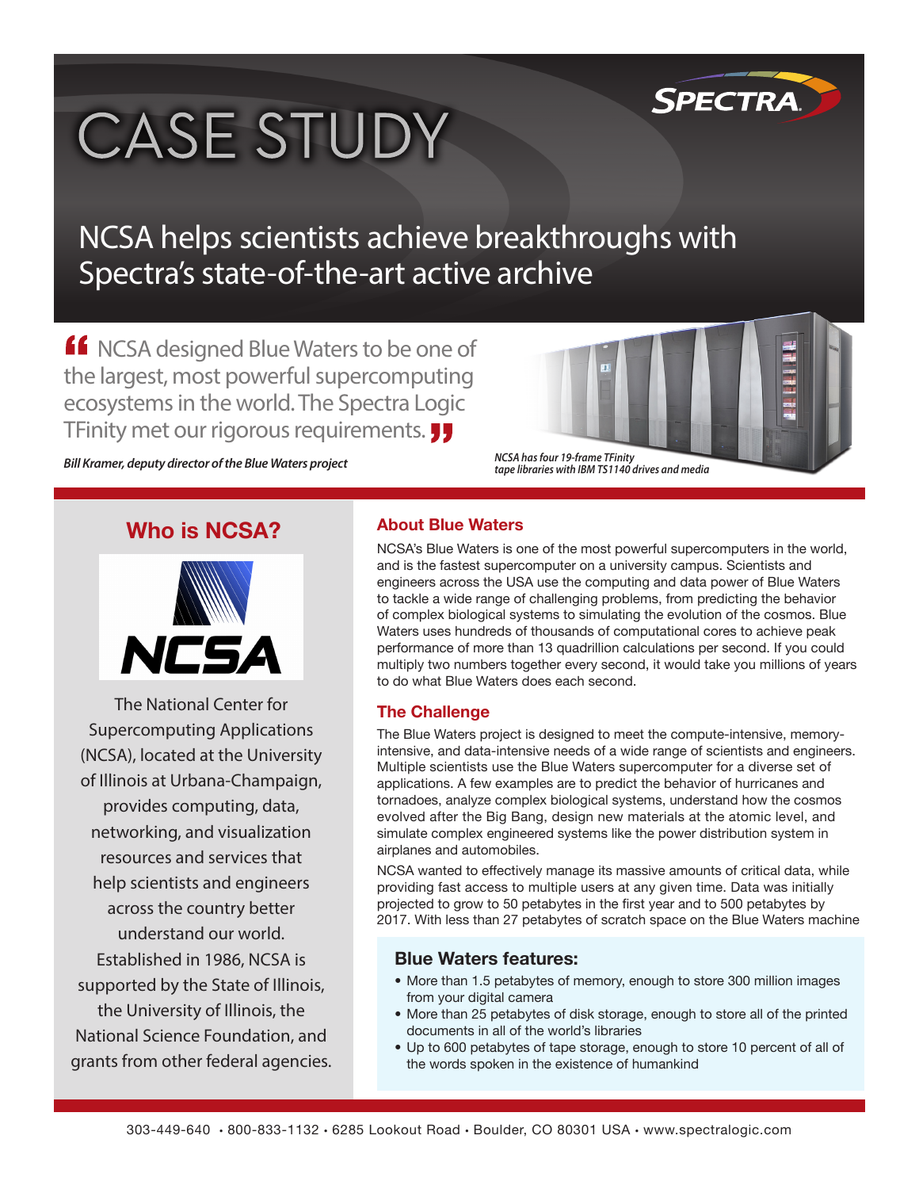# CASE STUDY

## NCSA helps scientists achieve breakthroughs with Spectra's state-of-the-art active archive

> "NCSA designed Blue Waters to be one of the largest, most powerful supercomputing ecosystems in the world. The Spectra Logic TFinity met our rigorous requirements."

***Bill Kramer, deputy director of the Blue Waters project***

*NCSA has four 19-frame TFinity tape libraries with IBM TS1140 drives and media*

## Who is NCSA?

The National Center for Supercomputing Applications (NCSA), located at the University of Illinois at Urbana-Champaign, provides computing, data, networking, and visualization resources and services that help scientists and engineers across the country better understand our world. Established in 1986, NCSA is supported by the State of Illinois, the University of Illinois, the National Science Foundation, and grants from other federal agencies.

## About Blue Waters

NCSA's Blue Waters is one of the most powerful supercomputers in the world, and is the fastest supercomputer on a university campus. Scientists and engineers across the USA use the computing and data power of Blue Waters to tackle a wide range of challenging problems, from predicting the behavior of complex biological systems to simulating the evolution of the cosmos. Blue Waters uses hundreds of thousands of computational cores to achieve peak performance of more than 13 quadrillion calculations per second. If you could multiply two numbers together every second, it would take you millions of years to do what Blue Waters does each second.

## The Challenge

The Blue Waters project is designed to meet the compute-intensive, memory-intensive, and data-intensive needs of a wide range of scientists and engineers. Multiple scientists use the Blue Waters supercomputer for a diverse set of applications. A few examples are to predict the behavior of hurricanes and tornadoes, analyze complex biological systems, understand how the cosmos evolved after the Big Bang, design new materials at the atomic level, and simulate complex engineered systems like the power distribution system in airplanes and automobiles.

NCSA wanted to effectively manage its massive amounts of critical data, while providing fast access to multiple users at any given time. Data was initially projected to grow to 50 petabytes in the first year and to 500 petabytes by 2017. With less than 27 petabytes of scratch space on the Blue Waters machine

### Blue Waters features:

- More than 1.5 petabytes of memory, enough to store 300 million images from your digital camera
- More than 25 petabytes of disk storage, enough to store all of the printed documents in all of the world's libraries
- Up to 600 petabytes of tape storage, enough to store 10 percent of all of the words spoken in the existence of humankind

303-449-640 • 800-833-1132 • 6285 Lookout Road • Boulder, CO 80301 USA • www.spectralogic.com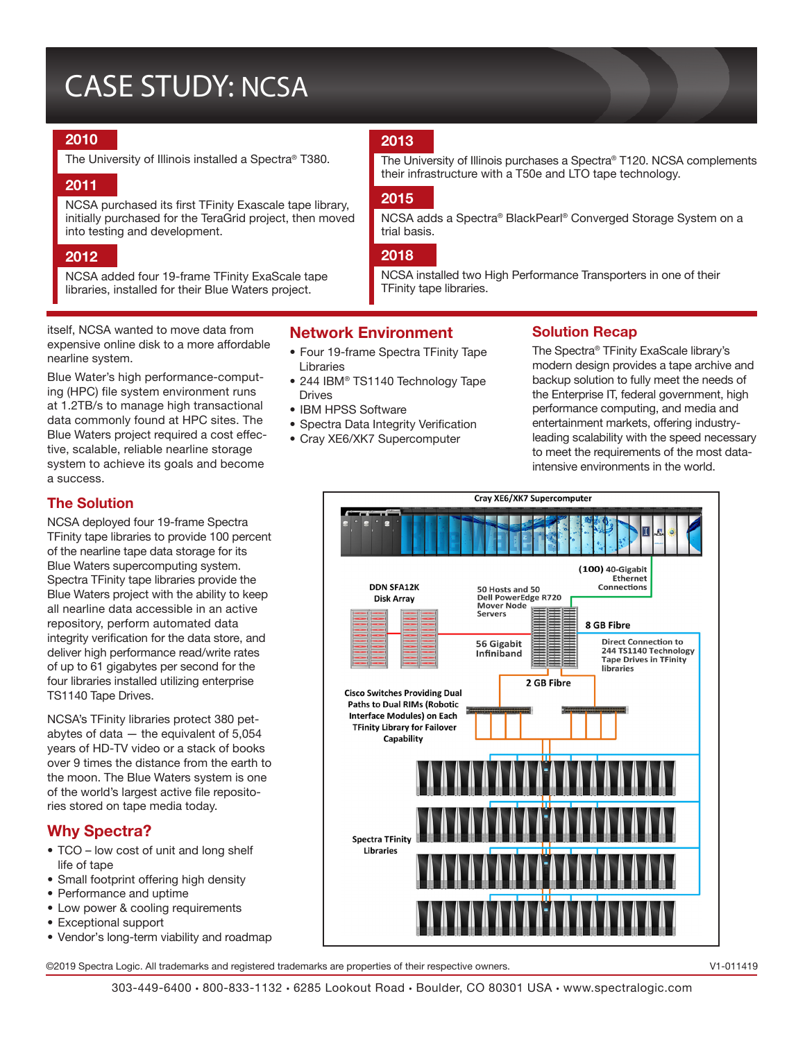# CASE STUDY: NCSA

## 2010

The University of Illinois installed a Spectra® T380.

## 2011

NCSA purchased its first TFinity Exascale tape library, initially purchased for the TeraGrid project, then moved into testing and development.

## 2012

NCSA added four 19-frame TFinity ExaScale tape libraries, installed for their Blue Waters project.

## 2013

The University of Illinois purchases a Spectra® T120. NCSA complements their infrastructure with a T50e and LTO tape technology.

## 2015

NCSA adds a Spectra® BlackPearl® Converged Storage System on a trial basis.

## 2018

NCSA installed two High Performance Transporters in one of their TFinity tape libraries.

itself, NCSA wanted to move data from expensive online disk to a more affordable nearline system.

Blue Water's high performance-computing (HPC) file system environment runs at 1.2TB/s to manage high transactional data commonly found at HPC sites. The Blue Waters project required a cost effective, scalable, reliable nearline storage system to achieve its goals and become a success.

## The Solution

NCSA deployed four 19-frame Spectra TFinity tape libraries to provide 100 percent of the nearline tape data storage for its Blue Waters supercomputing system. Spectra TFinity tape libraries provide the Blue Waters project with the ability to keep all nearline data accessible in an active repository, perform automated data integrity verification for the data store, and deliver high performance read/write rates of up to 61 gigabytes per second for the four libraries installed utilizing enterprise TS1140 Tape Drives.

NCSA's TFinity libraries protect 380 petabytes of data — the equivalent of 5,054 years of HD-TV video or a stack of books over 9 times the distance from the earth to the moon. The Blue Waters system is one of the world's largest active file repositories stored on tape media today.

## Why Spectra?

- TCO – low cost of unit and long shelf life of tape
- Small footprint offering high density
- Performance and uptime
- Low power & cooling requirements
- Exceptional support
- Vendor's long-term viability and roadmap

## Network Environment

- Four 19-frame Spectra TFinity Tape Libraries
- 244 IBM® TS1140 Technology Tape Drives
- IBM HPSS Software
- Spectra Data Integrity Verification
- Cray XE6/XK7 Supercomputer

## Solution Recap

The Spectra® TFinity ExaScale library's modern design provides a tape archive and backup solution to fully meet the needs of the Enterprise IT, federal government, high performance computing, and media and entertainment markets, offering industry-leading scalability with the speed necessary to meet the requirements of the most data-intensive environments in the world.

Cray XE6/XK7 Supercomputer

(100) 40-Gigabit Ethernet Connections

DDN SFA12K Disk Array

50 Hosts and 50 Dell PowerEdge R720 Mover Node Servers

8 GB Fibre

56 Gigabit Infiniband

Direct Connection to 244 TS1140 Technology Tape Drives in TFinity libraries

2 GB Fibre

Cisco Switches Providing Dual Paths to Dual RIMs (Robotic Interface Modules) on Each TFinity Library for Failover Capability

Spectra TFinity Libraries

©2019 Spectra Logic. All trademarks and registered trademarks are properties of their respective owners. V1-011419

303-449-6400 • 800-833-1132 • 6285 Lookout Road • Boulder, CO 80301 USA • www.spectralogic.com